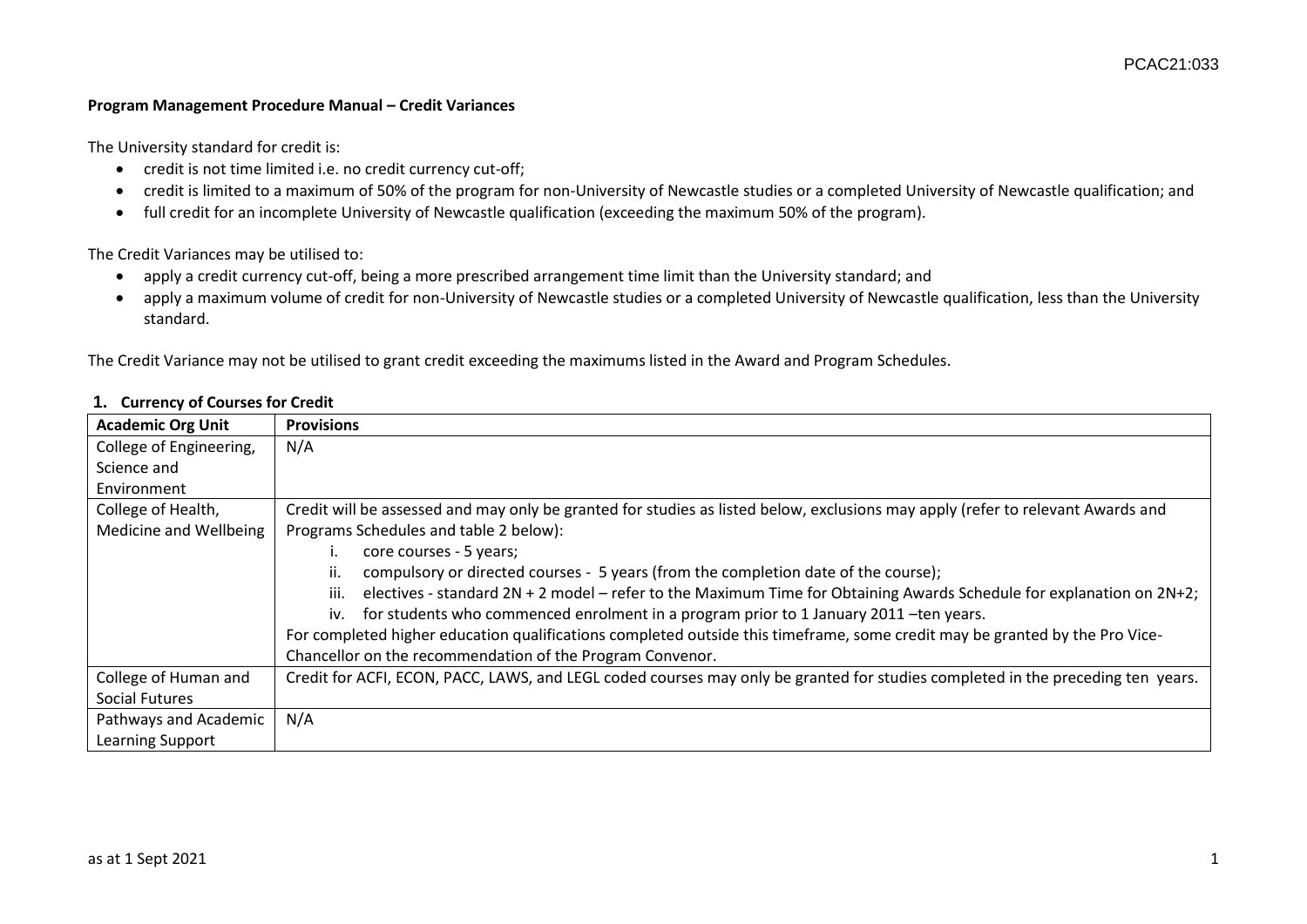**Program Management Procedure Manual – Credit Variances**

The University standard for credit is:

- credit is not time limited i.e. no credit currency cut-off;
- credit is limited to a maximum of 50% of the program for non-University of Newcastle studies or a completed University of Newcastle qualification; and
- full credit for an incomplete University of Newcastle qualification (exceeding the maximum 50% of the program).

The Credit Variances may be utilised to:

- apply a credit currency cut-off, being a more prescribed arrangement time limit than the University standard; and
- apply a maximum volume of credit for non-University of Newcastle studies or a completed University of Newcastle qualification, less than the University standard.

The Credit Variance may not be utilised to grant credit exceeding the maximums listed in the Award and Program Schedules.

## 1. Currency of Courses for Credit

| Academic Org Unit | Provisions |
|---|---|
| College of Engineering, Science and Environment | N/A |
| College of Health, Medicine and Wellbeing | Credit will be assessed and may only be granted for studies as listed below, exclusions may apply (refer to relevant Awards and Programs Schedules and table 2 below):<br>i. core courses - 5 years;<br>ii. compulsory or directed courses - 5 years (from the completion date of the course);<br>iii. electives - standard 2N + 2 model – refer to the Maximum Time for Obtaining Awards Schedule for explanation on 2N+2;<br>iv. for students who commenced enrolment in a program prior to 1 January 2011 –ten years.<br>For completed higher education qualifications completed outside this timeframe, some credit may be granted by the Pro Vice-Chancellor on the recommendation of the Program Convenor. |
| College of Human and Social Futures | Credit for ACFI, ECON, PACC, LAWS, and LEGL coded courses may only be granted for studies completed in the preceding ten years. |
| Pathways and Academic Learning Support | N/A |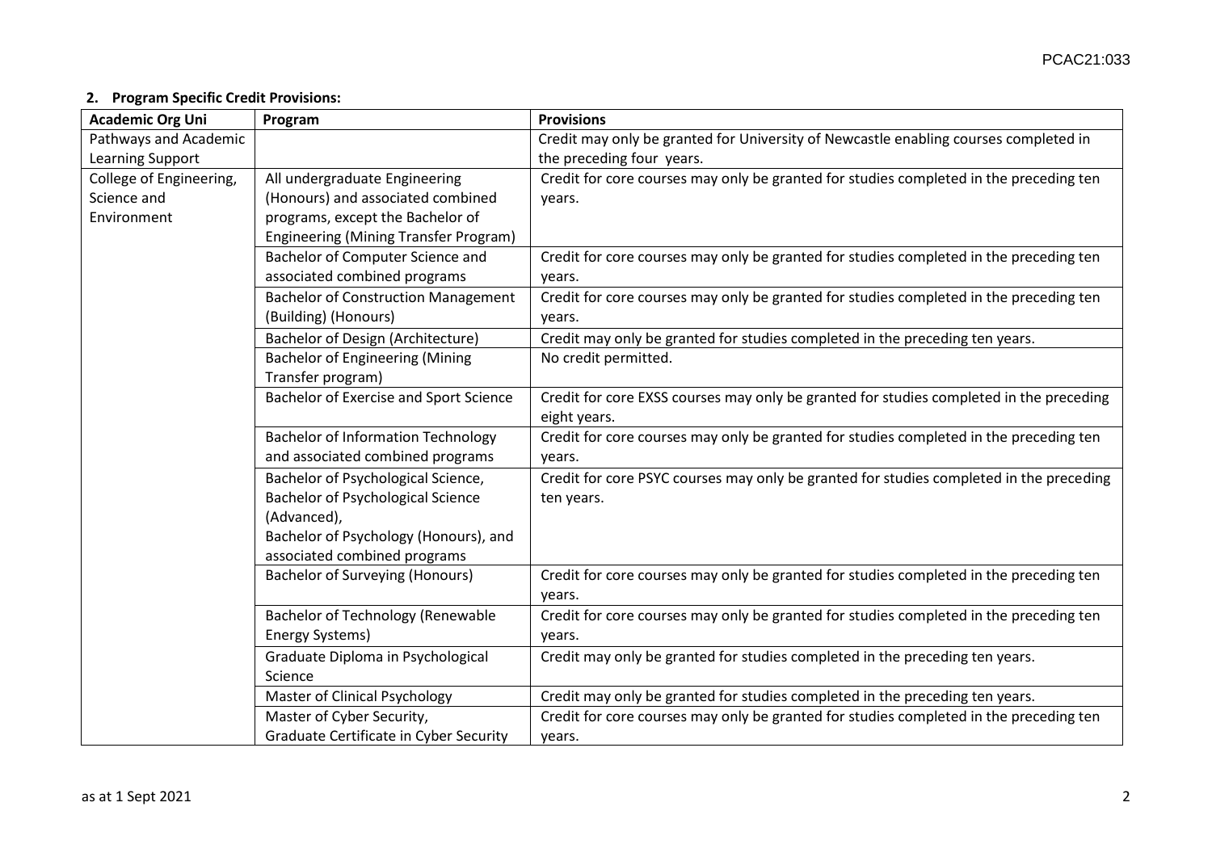## 2. Program Specific Credit Provisions:

| Academic Org Uni | Program | Provisions |
| --- | --- | --- |
| Pathways and Academic Learning Support | | Credit may only be granted for University of Newcastle enabling courses completed in the preceding four years. |
| College of Engineering, Science and Environment | All undergraduate Engineering (Honours) and associated combined programs, except the Bachelor of Engineering (Mining Transfer Program) | Credit for core courses may only be granted for studies completed in the preceding ten years. |
| | Bachelor of Computer Science and associated combined programs | Credit for core courses may only be granted for studies completed in the preceding ten years. |
| | Bachelor of Construction Management (Building) (Honours) | Credit for core courses may only be granted for studies completed in the preceding ten years. |
| | Bachelor of Design (Architecture) | Credit may only be granted for studies completed in the preceding ten years. |
| | Bachelor of Engineering (Mining Transfer program) | No credit permitted. |
| | Bachelor of Exercise and Sport Science | Credit for core EXSS courses may only be granted for studies completed in the preceding eight years. |
| | Bachelor of Information Technology and associated combined programs | Credit for core courses may only be granted for studies completed in the preceding ten years. |
| | Bachelor of Psychological Science, Bachelor of Psychological Science (Advanced), Bachelor of Psychology (Honours), and associated combined programs | Credit for core PSYC courses may only be granted for studies completed in the preceding ten years. |
| | Bachelor of Surveying (Honours) | Credit for core courses may only be granted for studies completed in the preceding ten years. |
| | Bachelor of Technology (Renewable Energy Systems) | Credit for core courses may only be granted for studies completed in the preceding ten years. |
| | Graduate Diploma in Psychological Science | Credit may only be granted for studies completed in the preceding ten years. |
| | Master of Clinical Psychology | Credit may only be granted for studies completed in the preceding ten years. |
| | Master of Cyber Security, Graduate Certificate in Cyber Security | Credit for core courses may only be granted for studies completed in the preceding ten years. |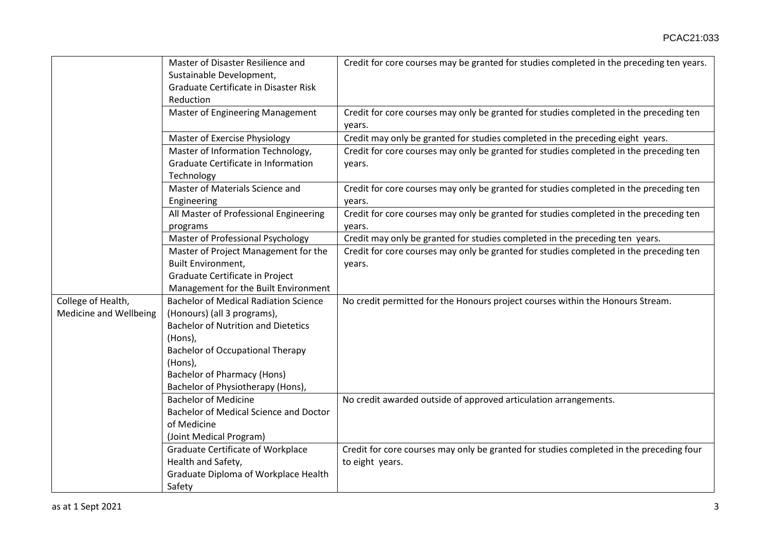| | | |
|---|---|---|
| | Master of Disaster Resilience and Sustainable Development, Graduate Certificate in Disaster Risk Reduction | Credit for core courses may be granted for studies completed in the preceding ten years. |
| | Master of Engineering Management | Credit for core courses may only be granted for studies completed in the preceding ten years. |
| | Master of Exercise Physiology | Credit may only be granted for studies completed in the preceding eight years. |
| | Master of Information Technology, Graduate Certificate in Information Technology | Credit for core courses may only be granted for studies completed in the preceding ten years. |
| | Master of Materials Science and Engineering | Credit for core courses may only be granted for studies completed in the preceding ten years. |
| | All Master of Professional Engineering programs | Credit for core courses may only be granted for studies completed in the preceding ten years. |
| | Master of Professional Psychology | Credit may only be granted for studies completed in the preceding ten years. |
| | Master of Project Management for the Built Environment, Graduate Certificate in Project Management for the Built Environment | Credit for core courses may only be granted for studies completed in the preceding ten years. |
| College of Health, Medicine and Wellbeing | Bachelor of Medical Radiation Science (Honours) (all 3 programs), Bachelor of Nutrition and Dietetics (Hons), Bachelor of Occupational Therapy (Hons), Bachelor of Pharmacy (Hons) Bachelor of Physiotherapy (Hons), | No credit permitted for the Honours project courses within the Honours Stream. |
| | Bachelor of Medicine Bachelor of Medical Science and Doctor of Medicine (Joint Medical Program) | No credit awarded outside of approved articulation arrangements. |
| | Graduate Certificate of Workplace Health and Safety, Graduate Diploma of Workplace Health Safety | Credit for core courses may only be granted for studies completed in the preceding four to eight years. |

as at 1 Sept 2021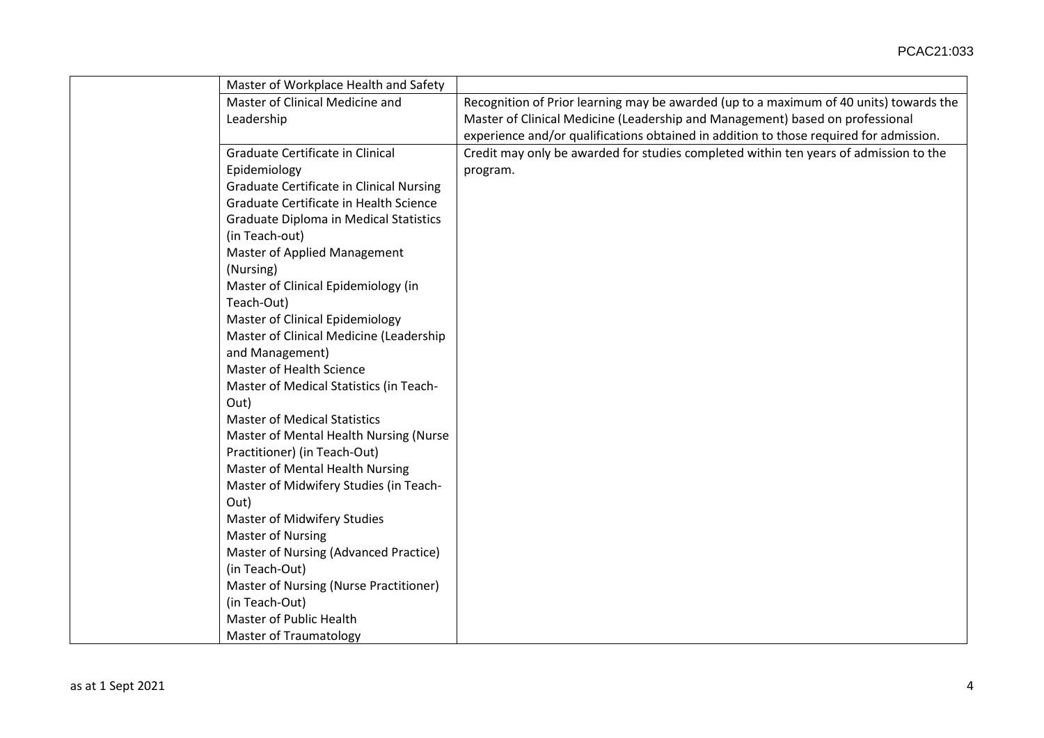| | | |
|---|---|---|
| | Master of Workplace Health and Safety | |
| | Master of Clinical Medicine and Leadership | Recognition of Prior learning may be awarded (up to a maximum of 40 units) towards the Master of Clinical Medicine (Leadership and Management) based on professional experience and/or qualifications obtained in addition to those required for admission. |
| | Graduate Certificate in Clinical Epidemiology<br>Graduate Certificate in Clinical Nursing<br>Graduate Certificate in Health Science<br>Graduate Diploma in Medical Statistics (in Teach-out)<br>Master of Applied Management (Nursing)<br>Master of Clinical Epidemiology (in Teach-Out)<br>Master of Clinical Epidemiology<br>Master of Clinical Medicine (Leadership and Management)<br>Master of Health Science<br>Master of Medical Statistics (in Teach-Out)<br>Master of Medical Statistics<br>Master of Mental Health Nursing (Nurse Practitioner) (in Teach-Out)<br>Master of Mental Health Nursing<br>Master of Midwifery Studies (in Teach-Out)<br>Master of Midwifery Studies<br>Master of Nursing<br>Master of Nursing (Advanced Practice) (in Teach-Out)<br>Master of Nursing (Nurse Practitioner) (in Teach-Out)<br>Master of Public Health<br>Master of Traumatology | Credit may only be awarded for studies completed within ten years of admission to the program. |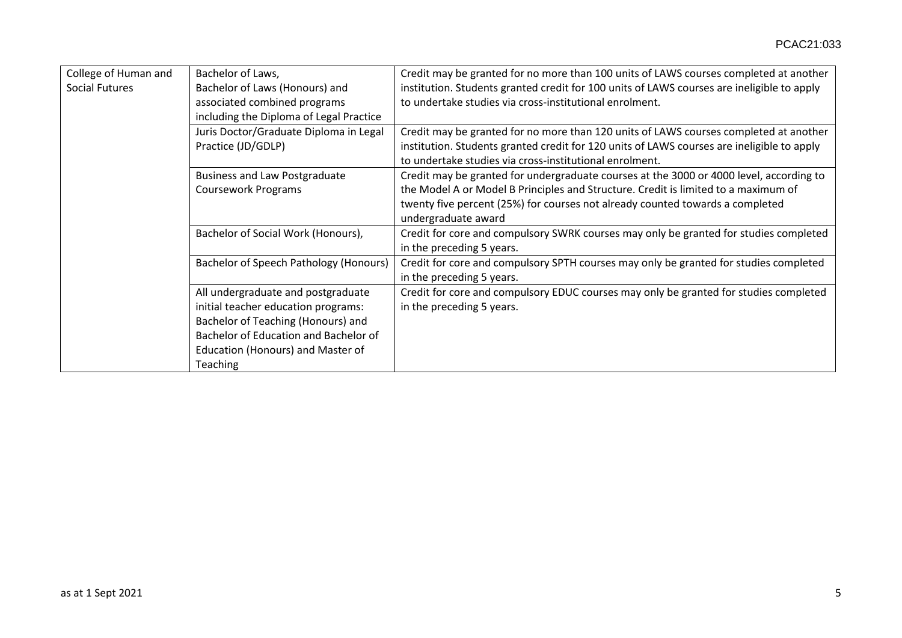| | | |
|---|---|---|
| College of Human and Social Futures | Bachelor of Laws, Bachelor of Laws (Honours) and associated combined programs including the Diploma of Legal Practice | Credit may be granted for no more than 100 units of LAWS courses completed at another institution. Students granted credit for 100 units of LAWS courses are ineligible to apply to undertake studies via cross-institutional enrolment. |
| | Juris Doctor/Graduate Diploma in Legal Practice (JD/GDLP) | Credit may be granted for no more than 120 units of LAWS courses completed at another institution. Students granted credit for 120 units of LAWS courses are ineligible to apply to undertake studies via cross-institutional enrolment. |
| | Business and Law Postgraduate Coursework Programs | Credit may be granted for undergraduate courses at the 3000 or 4000 level, according to the Model A or Model B Principles and Structure. Credit is limited to a maximum of twenty five percent (25%) for courses not already counted towards a completed undergraduate award |
| | Bachelor of Social Work (Honours), | Credit for core and compulsory SWRK courses may only be granted for studies completed in the preceding 5 years. |
| | Bachelor of Speech Pathology (Honours) | Credit for core and compulsory SPTH courses may only be granted for studies completed in the preceding 5 years. |
| | All undergraduate and postgraduate initial teacher education programs: Bachelor of Teaching (Honours) and Bachelor of Education and Bachelor of Education (Honours) and Master of Teaching | Credit for core and compulsory EDUC courses may only be granted for studies completed in the preceding 5 years. |

as at 1 Sept 2021